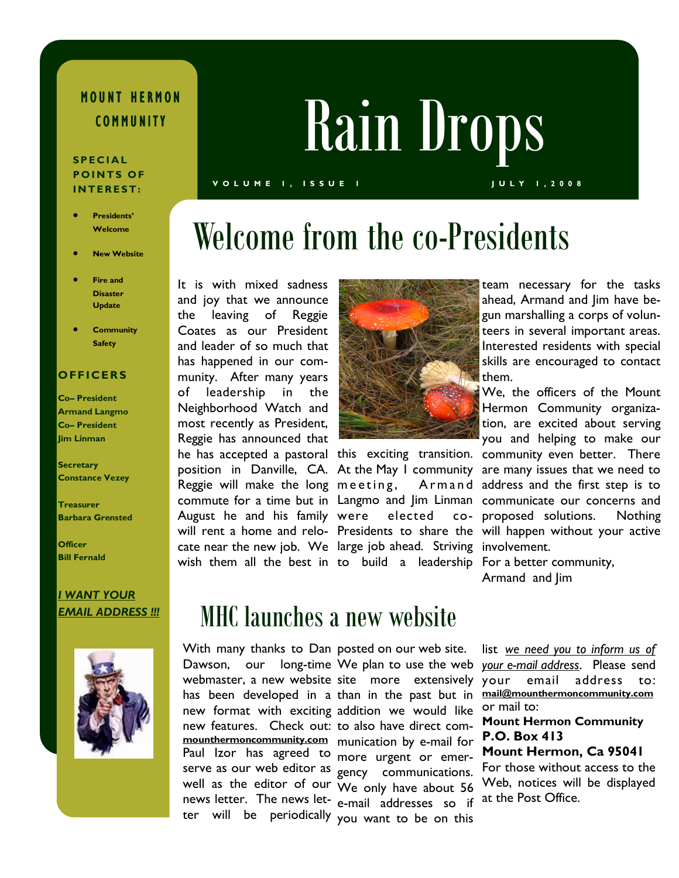# Rain Drops

**MOUNT HERMON COMMUNITY**

VOLUME 1, ISSUE 1 JULY 1, 2008

**SPECIAL POINTS OF INTEREST:**

- **Presidents' Welcome**
- **New Website**
- **Fire and Disaster Update**
- **Community Safety**

**OFFICERS**

**Co– President**
**Armand Langmo**
**Co– President**
**Jim Linman**

**Secretary**
**Constance Vezey**

**Treasurer**
**Barbara Grensted**

**Officer**
**Bill Fernald**

***I WANT YOUR EMAIL ADDRESS !!!***

## Welcome from the co-Presidents

It is with mixed sadness and joy that we announce the leaving of Reggie Coates as our President and leader of so much that has happened in our community. After many years of leadership in the Neighborhood Watch and most recently as President, Reggie has announced that he has accepted a pastoral position in Danville, CA. Reggie will make the long commute for a time but in August he and his family will rent a home and relocate near the new job. We wish them all the best in this exciting transition. At the May 1 community meeting, Armand Langmo and Jim Linman were elected co-Presidents to share the large job ahead. Striving to build a leadership team necessary for the tasks ahead, Armand and Jim have begun marshalling a corps of volunteers in several important areas. Interested residents with special skills are encouraged to contact them.

We, the officers of the Mount Hermon Community organization, are excited about serving you and helping to make our community even better. There are many issues that we need to address and the first step is to communicate our concerns and proposed solutions. Nothing will happen without your active involvement.

For a better community,
Armand and Jim

## MHC launches a new website

With many thanks to Dan Dawson, our long-time webmaster, a new website has been developed in a new format with exciting new features. Check out: **mounthermoncommunity.com** Paul Izor has agreed to serve as our web editor as well as the editor of our news letter. The news letter will be periodically posted on our web site. We plan to use the web site more extensively than in the past but in addition we would like to also have direct communication by e-mail for more urgent or emergency communications. We only have about 56 e-mail addresses so if you want to be on this list *we need you to inform us of your e-mail address*. Please send your email address to: **mail@mounthermoncommunity.com** or mail to:

**Mount Hermon Community**
**P.O. Box 413**
**Mount Hermon, Ca 95041**

For those without access to the Web, notices will be displayed at the Post Office.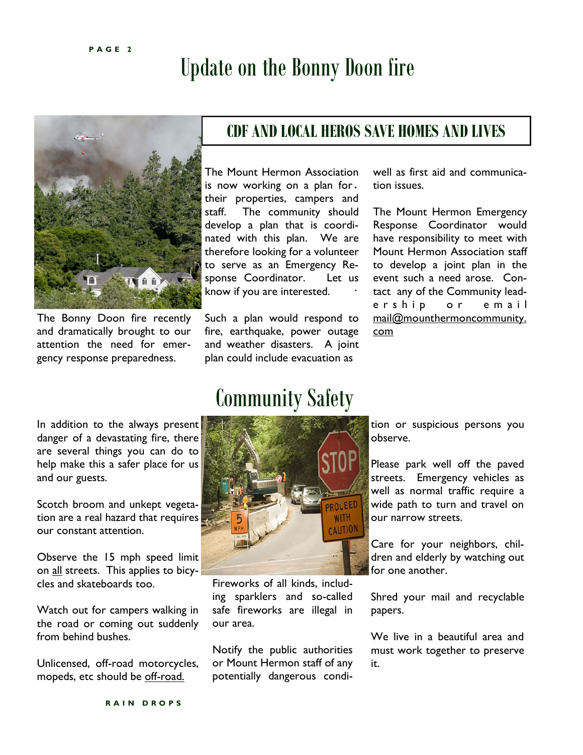# Update on the Bonny Doon fire

The Bonny Doon fire recently and dramatically brought to our attention the need for emergency response preparedness.

## CDF AND LOCAL HEROS SAVE HOMES AND LIVES

The Mount Hermon Association is now working on a plan for. their properties, campers and staff. The community should develop a plan that is coordinated with this plan. We are therefore looking for a volunteer to serve as an Emergency Response Coordinator. Let us know if you are interested.

Such a plan would respond to fire, earthquake, power outage and weather disasters. A joint plan could include evacuation as well as first aid and communication issues.

The Mount Hermon Emergency Response Coordinator would have responsibility to meet with Mount Hermon Association staff to develop a joint plan in the event such a need arose. Contact any of the Community leadership or email mail@mounthermoncommunity.com

# Community Safety

In addition to the always present danger of a devastating fire, there are several things you can do to help make this a safer place for us and our guests.

Scotch broom and unkept vegetation are a real hazard that requires our constant attention.

Observe the 15 mph speed limit on all streets. This applies to bicycles and skateboards too.

Watch out for campers walking in the road or coming out suddenly from behind bushes.

Unlicensed, off-road motorcycles, mopeds, etc should be off-road.

Fireworks of all kinds, including sparklers and so-called safe fireworks are illegal in our area.

Notify the public authorities or Mount Hermon staff of any potentially dangerous condition or suspicious persons you observe.

Please park well off the paved streets. Emergency vehicles as well as normal traffic require a wide path to turn and travel on our narrow streets.

Care for your neighbors, children and elderly by watching out for one another.

Shred your mail and recyclable papers.

We live in a beautiful area and must work together to preserve it.